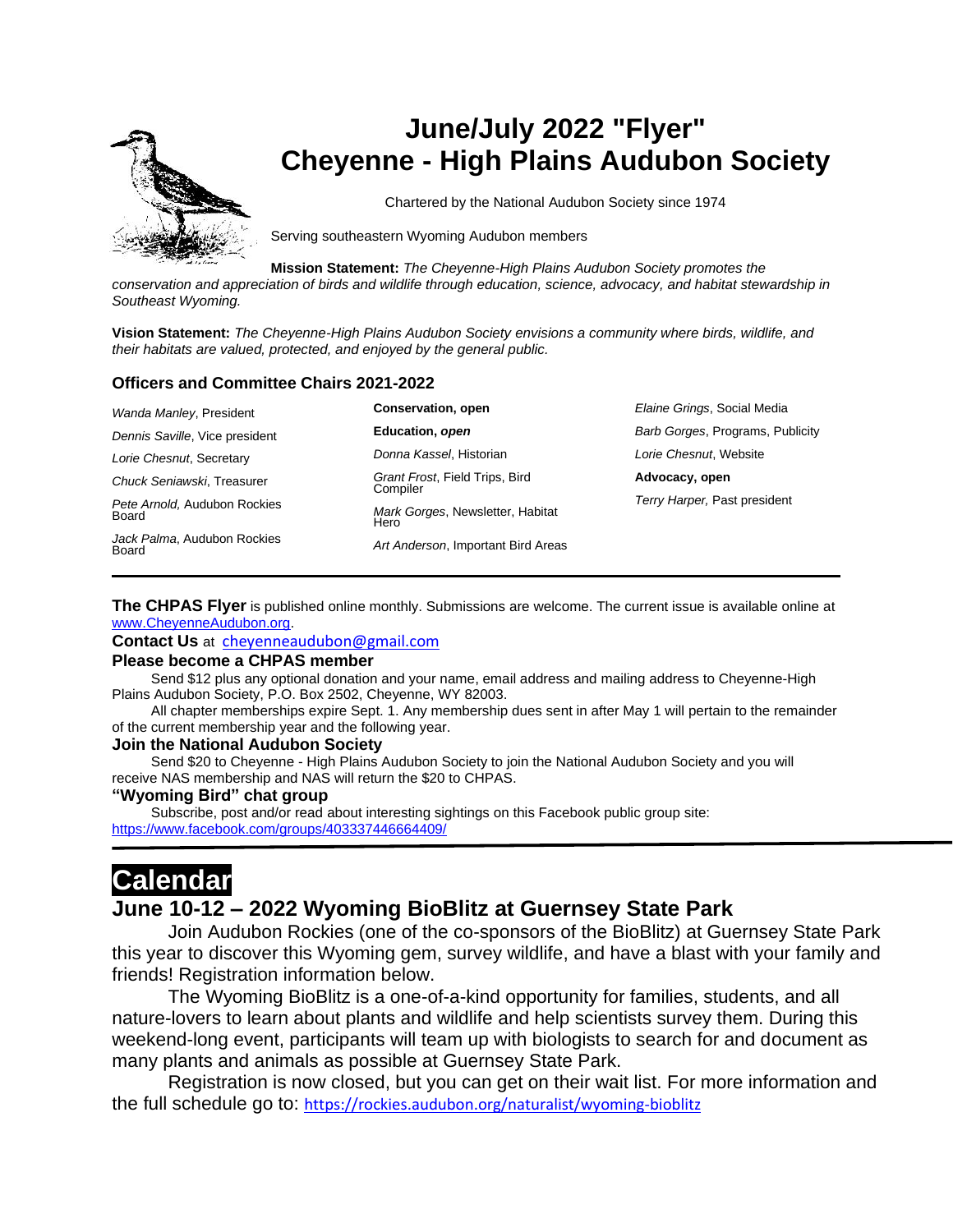# June/July 2022 "Flyer"
# Cheyenne - High Plains Audubon Society

Chartered by the National Audubon Society since 1974

Serving southeastern Wyoming Audubon members

**Mission Statement:** *The Cheyenne-High Plains Audubon Society promotes the conservation and appreciation of birds and wildlife through education, science, advocacy, and habitat stewardship in Southeast Wyoming.*

**Vision Statement:** *The Cheyenne-High Plains Audubon Society envisions a community where birds, wildlife, and their habitats are valued, protected, and enjoyed by the general public.*

### Officers and Committee Chairs 2021-2022

*Wanda Manley*, President

*Dennis Saville*, Vice president

*Lorie Chesnut*, Secretary

*Chuck Seniawski*, Treasurer

*Pete Arnold,* Audubon Rockies Board

*Jack Palma*, Audubon Rockies Board

**Conservation, open**

**Education, *open***

*Donna Kassel*, Historian

*Grant Frost*, Field Trips, Bird Compiler

*Mark Gorges*, Newsletter, Habitat Hero

*Art Anderson*, Important Bird Areas

*Elaine Grings*, Social Media

*Barb Gorges*, Programs, Publicity

*Lorie Chesnut*, Website

**Advocacy, open**

*Terry Harper,* Past president

---

**The CHPAS Flyer** is published online monthly. Submissions are welcome. The current issue is available online at [www.CheyenneAudubon.org](www.CheyenneAudubon.org).

**Contact Us** at [cheyenneaudubon@gmail.com](mailto:cheyenneaudubon@gmail.com)

**Please become a CHPAS member**

Send $12 plus any optional donation and your name, email address and mailing address to Cheyenne-High Plains Audubon Society, P.O. Box 2502, Cheyenne, WY 82003.

All chapter memberships expire Sept. 1. Any membership dues sent in after May 1 will pertain to the remainder of the current membership year and the following year.

**Join the National Audubon Society**

Send $20 to Cheyenne - High Plains Audubon Society to join the National Audubon Society and you will receive NAS membership and NAS will return the $20 to CHPAS.

**"Wyoming Bird" chat group**

Subscribe, post and/or read about interesting sightings on this Facebook public group site: [https://www.facebook.com/groups/403337446664409/](https://www.facebook.com/groups/403337446664409/)

---

# Calendar

## June 10-12 – 2022 Wyoming BioBlitz at Guernsey State Park

Join Audubon Rockies (one of the co-sponsors of the BioBlitz) at Guernsey State Park this year to discover this Wyoming gem, survey wildlife, and have a blast with your family and friends! Registration information below.

The Wyoming BioBlitz is a one-of-a-kind opportunity for families, students, and all nature-lovers to learn about plants and wildlife and help scientists survey them. During this weekend-long event, participants will team up with biologists to search for and document as many plants and animals as possible at Guernsey State Park.

Registration is now closed, but you can get on their wait list. For more information and the full schedule go to: [https://rockies.audubon.org/naturalist/wyoming-bioblitz](https://rockies.audubon.org/naturalist/wyoming-bioblitz)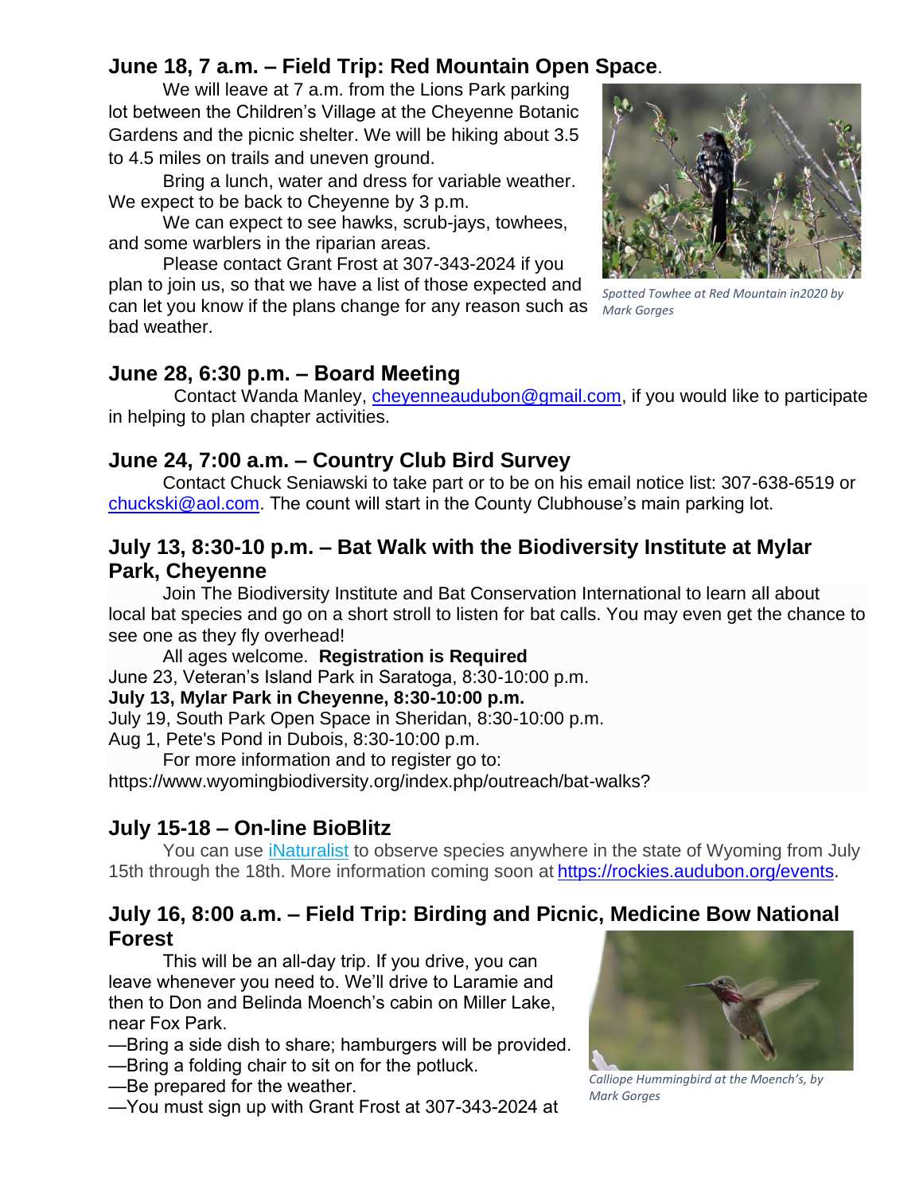## June 18, 7 a.m. – Field Trip: Red Mountain Open Space.

We will leave at 7 a.m. from the Lions Park parking lot between the Children's Village at the Cheyenne Botanic Gardens and the picnic shelter. We will be hiking about 3.5 to 4.5 miles on trails and uneven ground.

Bring a lunch, water and dress for variable weather. We expect to be back to Cheyenne by 3 p.m.

We can expect to see hawks, scrub-jays, towhees, and some warblers in the riparian areas.

Please contact Grant Frost at 307-343-2024 if you plan to join us, so that we have a list of those expected and can let you know if the plans change for any reason such as bad weather.

*Spotted Towhee at Red Mountain in2020 by Mark Gorges*

## June 28, 6:30 p.m. – Board Meeting

Contact Wanda Manley, cheyenneaudubon@gmail.com, if you would like to participate in helping to plan chapter activities.

## June 24, 7:00 a.m. – Country Club Bird Survey

Contact Chuck Seniawski to take part or to be on his email notice list: 307-638-6519 or chuckski@aol.com. The count will start in the County Clubhouse's main parking lot.

## July 13, 8:30-10 p.m. – Bat Walk with the Biodiversity Institute at Mylar Park, Cheyenne

Join The Biodiversity Institute and Bat Conservation International to learn all about local bat species and go on a short stroll to listen for bat calls. You may even get the chance to see one as they fly overhead!

All ages welcome. **Registration is Required**

June 23, Veteran's Island Park in Saratoga, 8:30-10:00 p.m.
**July 13, Mylar Park in Cheyenne, 8:30-10:00 p.m.**
July 19, South Park Open Space in Sheridan, 8:30-10:00 p.m.
Aug 1, Pete's Pond in Dubois, 8:30-10:00 p.m.

For more information and to register go to:
https://www.wyomingbiodiversity.org/index.php/outreach/bat-walks?

## July 15-18 – On-line BioBlitz

You can use iNaturalist to observe species anywhere in the state of Wyoming from July 15th through the 18th. More information coming soon at https://rockies.audubon.org/events.

## July 16, 8:00 a.m. – Field Trip: Birding and Picnic, Medicine Bow National Forest

This will be an all-day trip. If you drive, you can leave whenever you need to. We'll drive to Laramie and then to Don and Belinda Moench's cabin on Miller Lake, near Fox Park.

—Bring a side dish to share; hamburgers will be provided.
—Bring a folding chair to sit on for the potluck.
—Be prepared for the weather.
—You must sign up with Grant Frost at 307-343-2024 at

*Calliope Hummingbird at the Moench's, by Mark Gorges*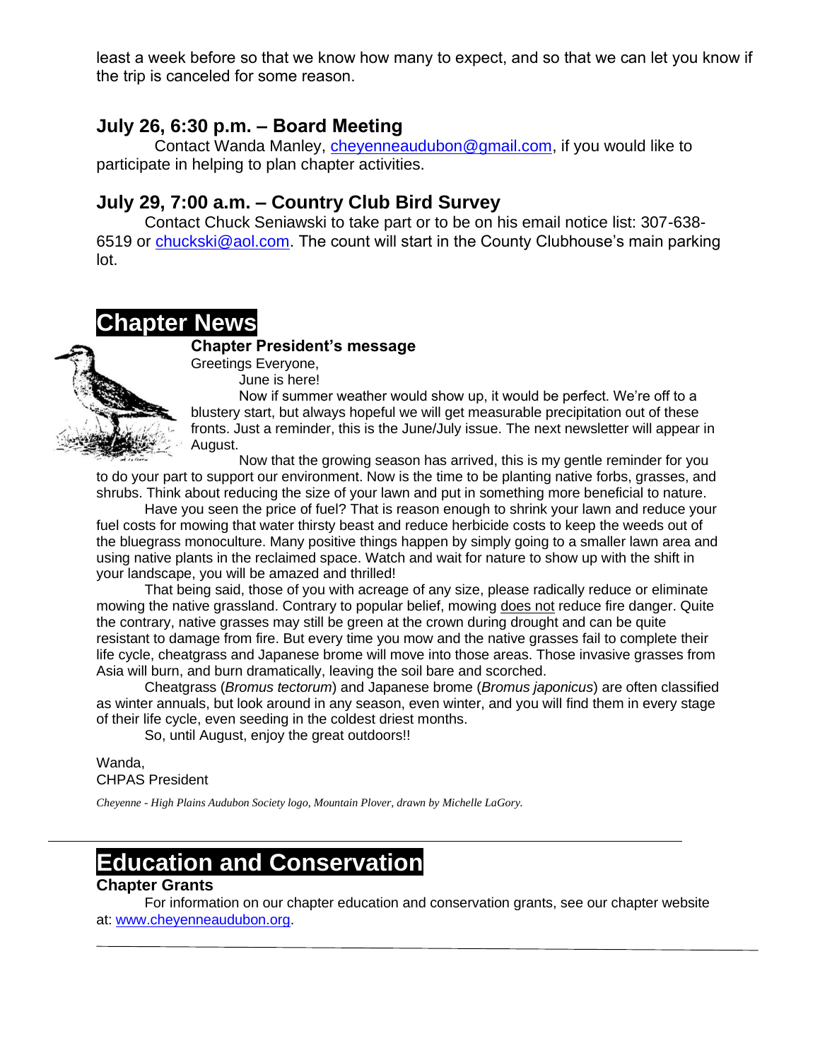least a week before so that we know how many to expect, and so that we can let you know if the trip is canceled for some reason.

### July 26, 6:30 p.m. – Board Meeting

Contact Wanda Manley, cheyenneaudubon@gmail.com, if you would like to participate in helping to plan chapter activities.

### July 29, 7:00 a.m. – Country Club Bird Survey

Contact Chuck Seniawski to take part or to be on his email notice list: 307-638-6519 or chuckski@aol.com. The count will start in the County Clubhouse's main parking lot.

## Chapter News

**Chapter President's message**

Greetings Everyone,

June is here!

Now if summer weather would show up, it would be perfect. We're off to a blustery start, but always hopeful we will get measurable precipitation out of these fronts. Just a reminder, this is the June/July issue. The next newsletter will appear in August.

Now that the growing season has arrived, this is my gentle reminder for you to do your part to support our environment. Now is the time to be planting native forbs, grasses, and shrubs. Think about reducing the size of your lawn and put in something more beneficial to nature.

Have you seen the price of fuel? That is reason enough to shrink your lawn and reduce your fuel costs for mowing that water thirsty beast and reduce herbicide costs to keep the weeds out of the bluegrass monoculture. Many positive things happen by simply going to a smaller lawn area and using native plants in the reclaimed space. Watch and wait for nature to show up with the shift in your landscape, you will be amazed and thrilled!

That being said, those of you with acreage of any size, please radically reduce or eliminate mowing the native grassland. Contrary to popular belief, mowing does not reduce fire danger. Quite the contrary, native grasses may still be green at the crown during drought and can be quite resistant to damage from fire. But every time you mow and the native grasses fail to complete their life cycle, cheatgrass and Japanese brome will move into those areas. Those invasive grasses from Asia will burn, and burn dramatically, leaving the soil bare and scorched.

Cheatgrass (*Bromus tectorum*) and Japanese brome (*Bromus japonicus*) are often classified as winter annuals, but look around in any season, even winter, and you will find them in every stage of their life cycle, even seeding in the coldest driest months.

So, until August, enjoy the great outdoors!!

Wanda,
CHPAS President

*Cheyenne - High Plains Audubon Society logo, Mountain Plover, drawn by Michelle LaGory.*

---

## Education and Conservation

**Chapter Grants**

For information on our chapter education and conservation grants, see our chapter website at: www.cheyenneaudubon.org.

---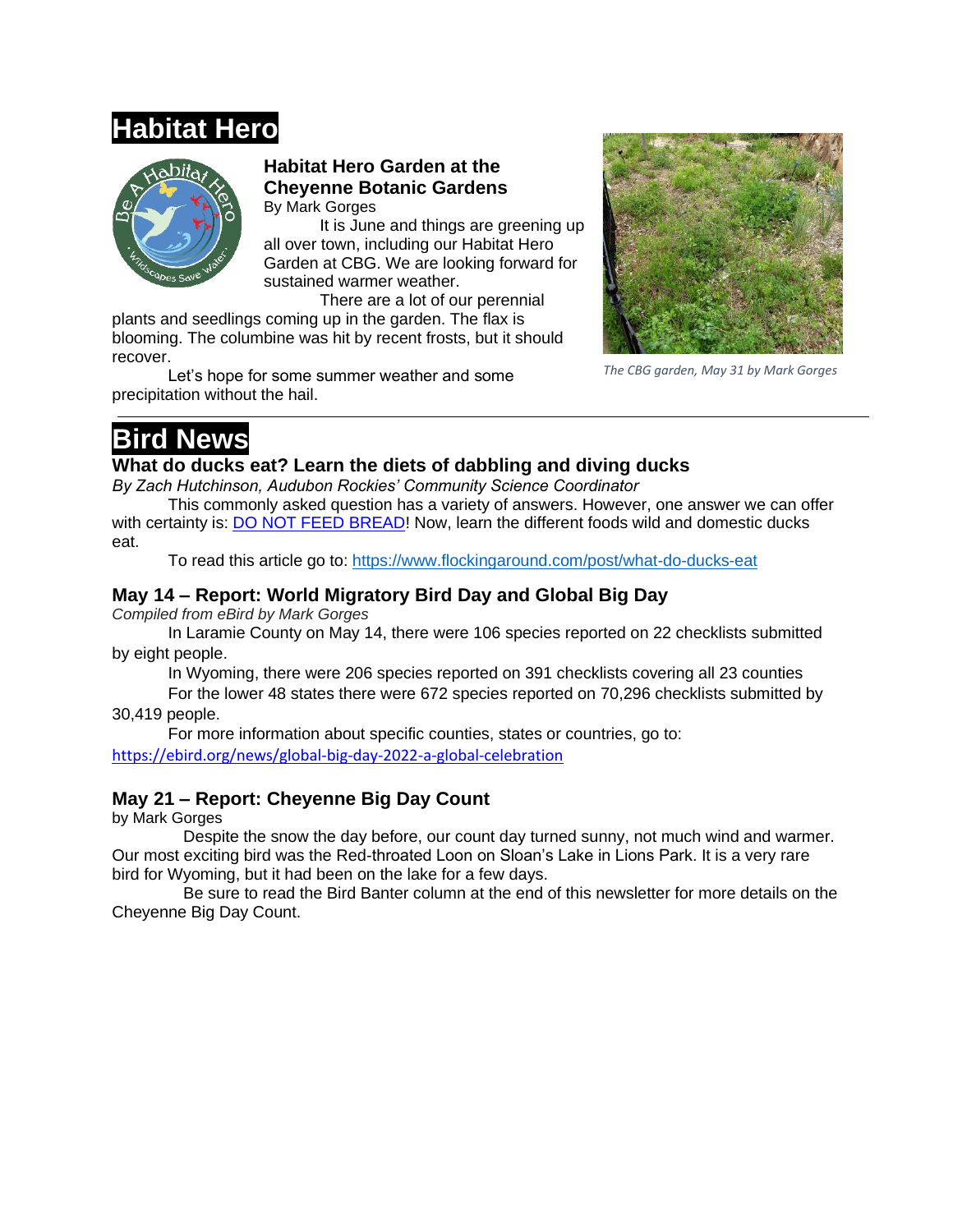# Habitat Hero

### Habitat Hero Garden at the Cheyenne Botanic Gardens

By Mark Gorges

It is June and things are greening up all over town, including our Habitat Hero Garden at CBG. We are looking forward for sustained warmer weather.

There are a lot of our perennial plants and seedlings coming up in the garden. The flax is blooming. The columbine was hit by recent frosts, but it should recover.

Let's hope for some summer weather and some precipitation without the hail.

*The CBG garden, May 31 by Mark Gorges*

---

# Bird News

### What do ducks eat? Learn the diets of dabbling and diving ducks

*By Zach Hutchinson, Audubon Rockies' Community Science Coordinator*

This commonly asked question has a variety of answers. However, one answer we can offer with certainty is: DO NOT FEED BREAD! Now, learn the different foods wild and domestic ducks eat.

To read this article go to: https://www.flockingaround.com/post/what-do-ducks-eat

### May 14 – Report: World Migratory Bird Day and Global Big Day

*Compiled from eBird by Mark Gorges*

In Laramie County on May 14, there were 106 species reported on 22 checklists submitted by eight people.

In Wyoming, there were 206 species reported on 391 checklists covering all 23 counties

For the lower 48 states there were 672 species reported on 70,296 checklists submitted by 30,419 people.

For more information about specific counties, states or countries, go to: https://ebird.org/news/global-big-day-2022-a-global-celebration

### May 21 – Report: Cheyenne Big Day Count

by Mark Gorges

Despite the snow the day before, our count day turned sunny, not much wind and warmer. Our most exciting bird was the Red-throated Loon on Sloan's Lake in Lions Park. It is a very rare bird for Wyoming, but it had been on the lake for a few days.

Be sure to read the Bird Banter column at the end of this newsletter for more details on the Cheyenne Big Day Count.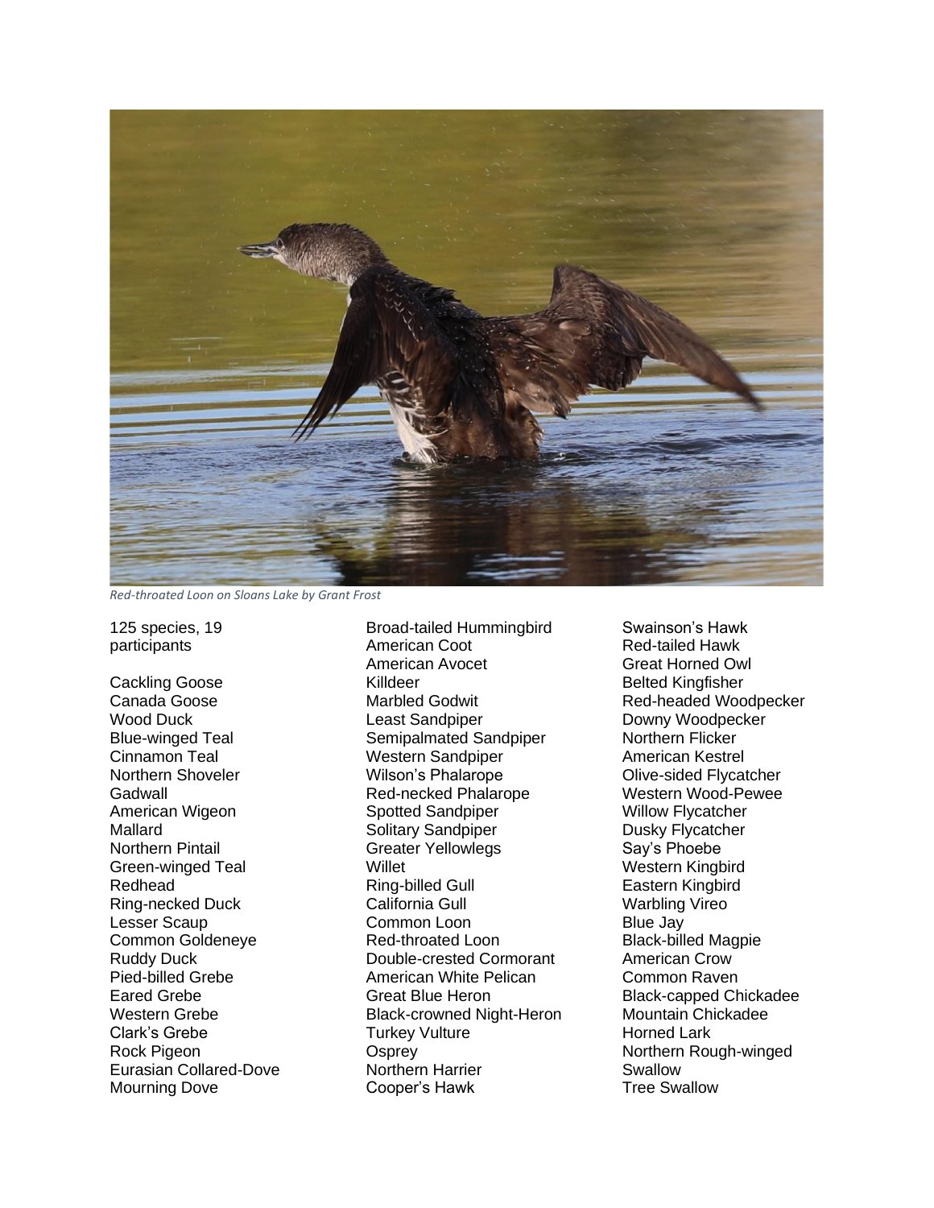*Red-throated Loon on Sloans Lake by Grant Frost*

125 species, 19 participants

Cackling Goose
Canada Goose
Wood Duck
Blue-winged Teal
Cinnamon Teal
Northern Shoveler
Gadwall
American Wigeon
Mallard
Northern Pintail
Green-winged Teal
Redhead
Ring-necked Duck
Lesser Scaup
Common Goldeneye
Ruddy Duck
Pied-billed Grebe
Eared Grebe
Western Grebe
Clark's Grebe
Rock Pigeon
Eurasian Collared-Dove
Mourning Dove
Broad-tailed Hummingbird
American Coot
American Avocet
Killdeer
Marbled Godwit
Least Sandpiper
Semipalmated Sandpiper
Western Sandpiper
Wilson's Phalarope
Red-necked Phalarope
Spotted Sandpiper
Solitary Sandpiper
Greater Yellowlegs
Willet
Ring-billed Gull
California Gull
Common Loon
Red-throated Loon
Double-crested Cormorant
American White Pelican
Great Blue Heron
Black-crowned Night-Heron
Turkey Vulture
Osprey
Northern Harrier
Cooper's Hawk
Swainson's Hawk
Red-tailed Hawk
Great Horned Owl
Belted Kingfisher
Red-headed Woodpecker
Downy Woodpecker
Northern Flicker
American Kestrel
Olive-sided Flycatcher
Western Wood-Pewee
Willow Flycatcher
Dusky Flycatcher
Say's Phoebe
Western Kingbird
Eastern Kingbird
Warbling Vireo
Blue Jay
Black-billed Magpie
American Crow
Common Raven
Black-capped Chickadee
Mountain Chickadee
Horned Lark
Northern Rough-winged Swallow
Tree Swallow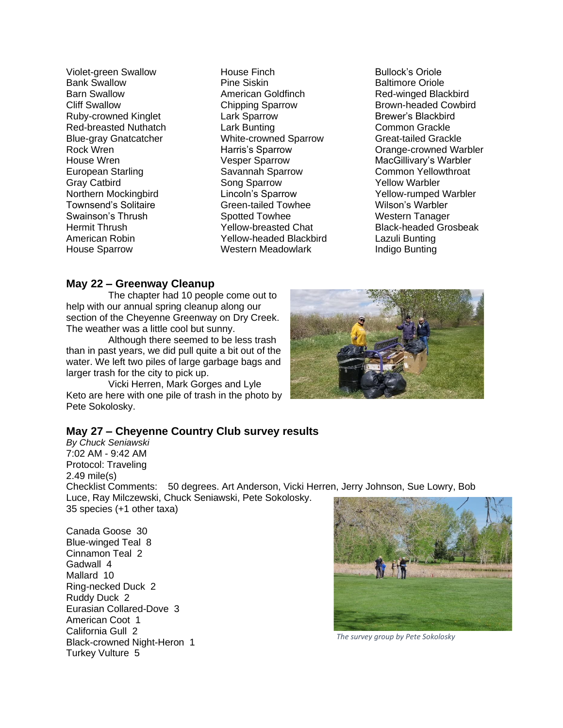Violet-green Swallow
Bank Swallow
Barn Swallow
Cliff Swallow
Ruby-crowned Kinglet
Red-breasted Nuthatch
Blue-gray Gnatcatcher
Rock Wren
House Wren
European Starling
Gray Catbird
Northern Mockingbird
Townsend's Solitaire
Swainson's Thrush
Hermit Thrush
American Robin
House Sparrow
House Finch
Pine Siskin
American Goldfinch
Chipping Sparrow
Lark Sparrow
Lark Bunting
White-crowned Sparrow
Harris's Sparrow
Vesper Sparrow
Savannah Sparrow
Song Sparrow
Lincoln's Sparrow
Green-tailed Towhee
Spotted Towhee
Yellow-breasted Chat
Yellow-headed Blackbird
Western Meadowlark
Bullock's Oriole
Baltimore Oriole
Red-winged Blackbird
Brown-headed Cowbird
Brewer's Blackbird
Common Grackle
Great-tailed Grackle
Orange-crowned Warbler
MacGillivary's Warbler
Common Yellowthroat
Yellow Warbler
Yellow-rumped Warbler
Wilson's Warbler
Western Tanager
Black-headed Grosbeak
Lazuli Bunting
Indigo Bunting

### May 22 – Greenway Cleanup

The chapter had 10 people come out to help with our annual spring cleanup along our section of the Cheyenne Greenway on Dry Creek. The weather was a little cool but sunny.

Although there seemed to be less trash than in past years, we did pull quite a bit out of the water. We left two piles of large garbage bags and larger trash for the city to pick up.

Vicki Herren, Mark Gorges and Lyle Keto are here with one pile of trash in the photo by Pete Sokolosky.

### May 27 – Cheyenne Country Club survey results

*By Chuck Seniawski*
7:02 AM - 9:42 AM
Protocol: Traveling
2.49 mile(s)
Checklist Comments: 50 degrees. Art Anderson, Vicki Herren, Jerry Johnson, Sue Lowry, Bob Luce, Ray Milczewski, Chuck Seniawski, Pete Sokolosky.
35 species (+1 other taxa)

Canada Goose 30
Blue-winged Teal 8
Cinnamon Teal 2
Gadwall 4
Mallard 10
Ring-necked Duck 2
Ruddy Duck 2
Eurasian Collared-Dove 3
American Coot 1
California Gull 2
Black-crowned Night-Heron 1
Turkey Vulture 5

*The survey group by Pete Sokolosky*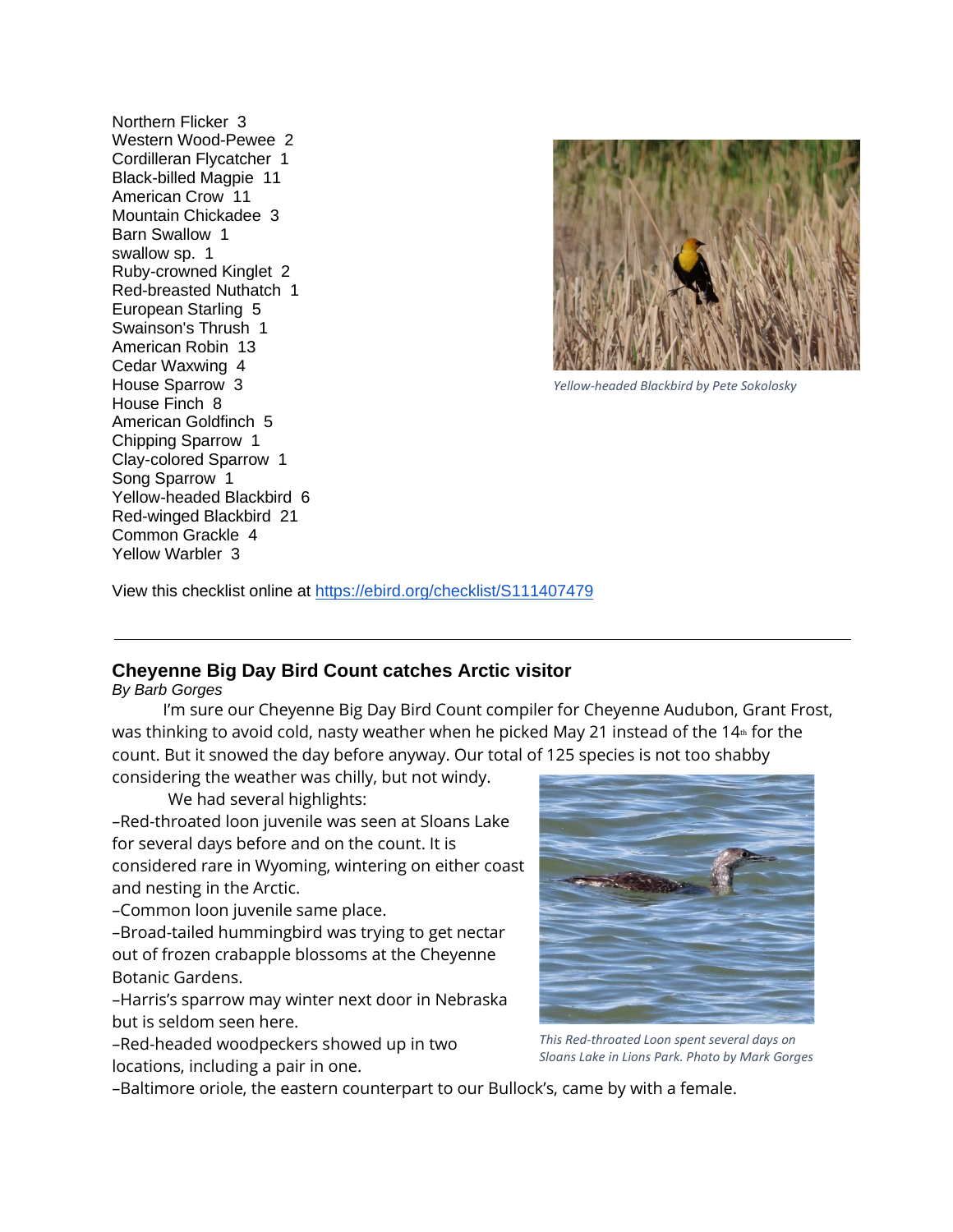Northern Flicker 3
Western Wood-Pewee 2
Cordilleran Flycatcher 1
Black-billed Magpie 11
American Crow 11
Mountain Chickadee 3
Barn Swallow 1
swallow sp. 1
Ruby-crowned Kinglet 2
Red-breasted Nuthatch 1
European Starling 5
Swainson's Thrush 1
American Robin 13
Cedar Waxwing 4
House Sparrow 3
House Finch 8
American Goldfinch 5
Chipping Sparrow 1
Clay-colored Sparrow 1
Song Sparrow 1
Yellow-headed Blackbird 6
Red-winged Blackbird 21
Common Grackle 4
Yellow Warbler 3

*Yellow-headed Blackbird by Pete Sokolosky*

View this checklist online at [https://ebird.org/checklist/S111407479](https://ebird.org/checklist/S111407479)

---

### Cheyenne Big Day Bird Count catches Arctic visitor

*By Barb Gorges*

I'm sure our Cheyenne Big Day Bird Count compiler for Cheyenne Audubon, Grant Frost, was thinking to avoid cold, nasty weather when he picked May 21 instead of the 14th for the count. But it snowed the day before anyway. Our total of 125 species is not too shabby considering the weather was chilly, but not windy.

We had several highlights:

–Red-throated loon juvenile was seen at Sloans Lake for several days before and on the count. It is considered rare in Wyoming, wintering on either coast and nesting in the Arctic.

–Common loon juvenile same place.

–Broad-tailed hummingbird was trying to get nectar out of frozen crabapple blossoms at the Cheyenne Botanic Gardens.

–Harris's sparrow may winter next door in Nebraska but is seldom seen here.

–Red-headed woodpeckers showed up in two locations, including a pair in one.

–Baltimore oriole, the eastern counterpart to our Bullock's, came by with a female.

*This Red-throated Loon spent several days on Sloans Lake in Lions Park. Photo by Mark Gorges*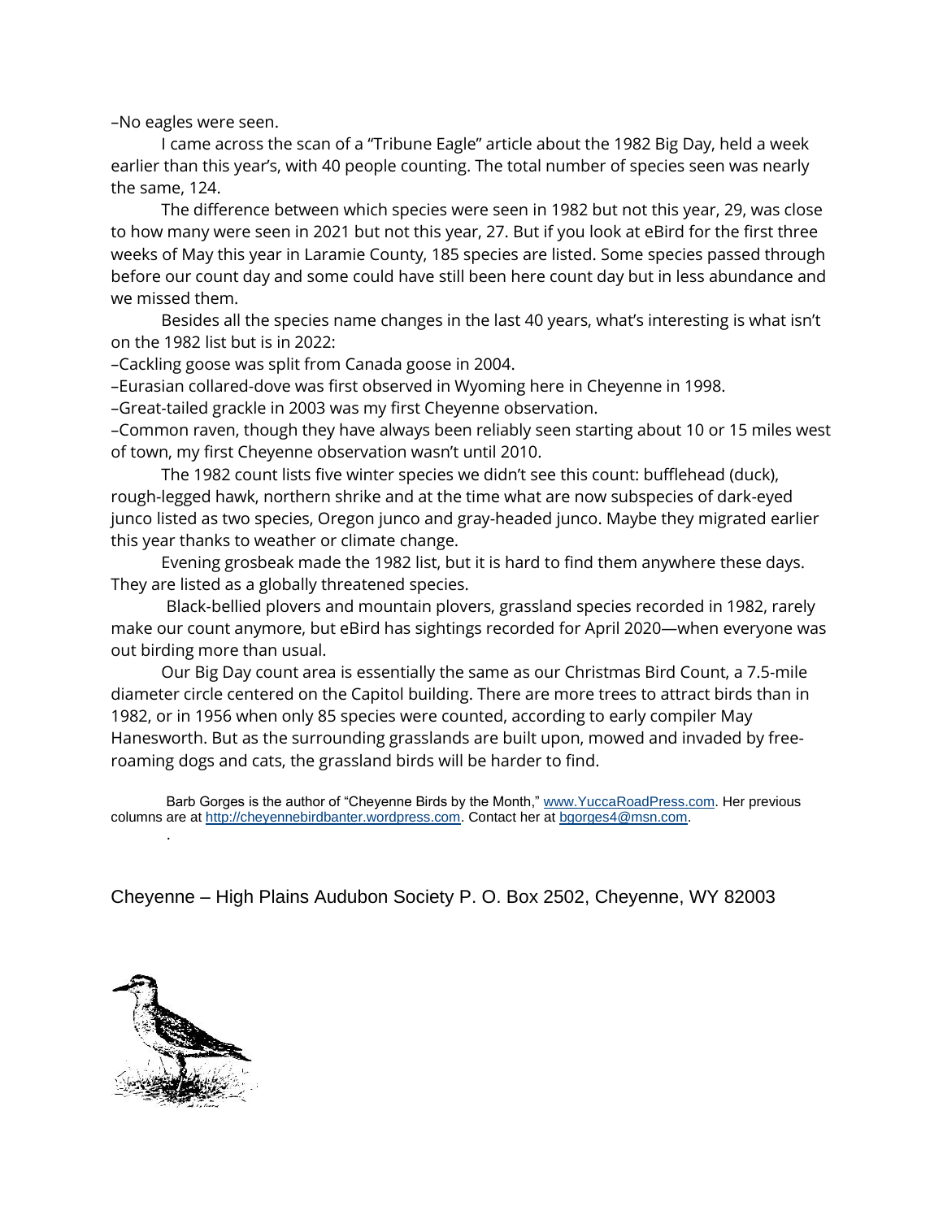–No eagles were seen.

I came across the scan of a "Tribune Eagle" article about the 1982 Big Day, held a week earlier than this year's, with 40 people counting. The total number of species seen was nearly the same, 124.

The difference between which species were seen in 1982 but not this year, 29, was close to how many were seen in 2021 but not this year, 27. But if you look at eBird for the first three weeks of May this year in Laramie County, 185 species are listed. Some species passed through before our count day and some could have still been here count day but in less abundance and we missed them.

Besides all the species name changes in the last 40 years, what's interesting is what isn't on the 1982 list but is in 2022:

–Cackling goose was split from Canada goose in 2004.

–Eurasian collared-dove was first observed in Wyoming here in Cheyenne in 1998.

–Great-tailed grackle in 2003 was my first Cheyenne observation.

–Common raven, though they have always been reliably seen starting about 10 or 15 miles west of town, my first Cheyenne observation wasn't until 2010.

The 1982 count lists five winter species we didn't see this count: bufflehead (duck), rough-legged hawk, northern shrike and at the time what are now subspecies of dark-eyed junco listed as two species, Oregon junco and gray-headed junco. Maybe they migrated earlier this year thanks to weather or climate change.

Evening grosbeak made the 1982 list, but it is hard to find them anywhere these days. They are listed as a globally threatened species.

Black-bellied plovers and mountain plovers, grassland species recorded in 1982, rarely make our count anymore, but eBird has sightings recorded for April 2020—when everyone was out birding more than usual.

Our Big Day count area is essentially the same as our Christmas Bird Count, a 7.5-mile diameter circle centered on the Capitol building. There are more trees to attract birds than in 1982, or in 1956 when only 85 species were counted, according to early compiler May Hanesworth. But as the surrounding grasslands are built upon, mowed and invaded by free-roaming dogs and cats, the grassland birds will be harder to find.

Barb Gorges is the author of "Cheyenne Birds by the Month," www.YuccaRoadPress.com. Her previous columns are at http://cheyennebirdbanter.wordpress.com. Contact her at bgorges4@msn.com.

Cheyenne – High Plains Audubon Society P. O. Box 2502, Cheyenne, WY 82003